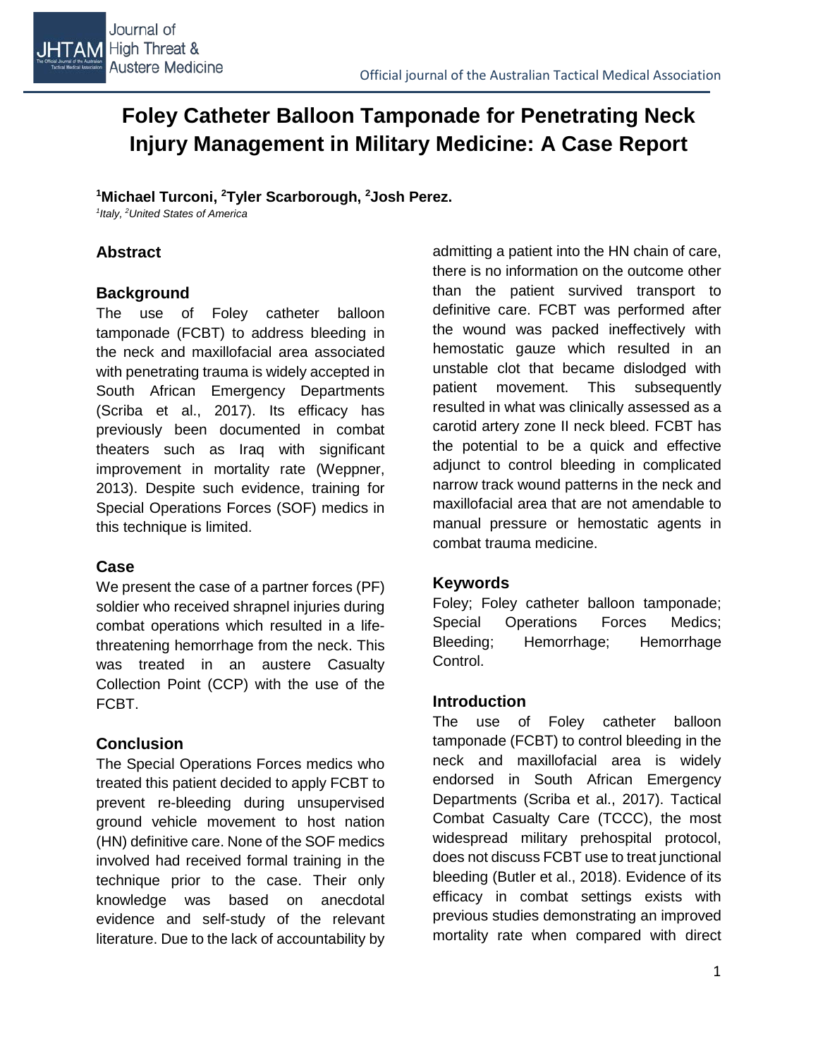# Foley Catheter Balloon Tamponade for Penetrating Neck Injury Management in Military Medicine: A Case Report

**[1]Michael Turconi, [2]Tyler Scarborough, [2]Josh Perez.**

*[1]Italy, [2]United States of America*

## Abstract

### Background

The use of Foley catheter balloon tamponade (FCBT) to address bleeding in the neck and maxillofacial area associated with penetrating trauma is widely accepted in South African Emergency Departments (Scriba et al., 2017). Its efficacy has previously been documented in combat theaters such as Iraq with significant improvement in mortality rate (Weppner, 2013). Despite such evidence, training for Special Operations Forces (SOF) medics in this technique is limited.

### Case

We present the case of a partner forces (PF) soldier who received shrapnel injuries during combat operations which resulted in a life-threatening hemorrhage from the neck. This was treated in an austere Casualty Collection Point (CCP) with the use of the FCBT.

### Conclusion

The Special Operations Forces medics who treated this patient decided to apply FCBT to prevent re-bleeding during unsupervised ground vehicle movement to host nation (HN) definitive care. None of the SOF medics involved had received formal training in the technique prior to the case. Their only knowledge was based on anecdotal evidence and self-study of the relevant literature. Due to the lack of accountability by admitting a patient into the HN chain of care, there is no information on the outcome other than the patient survived transport to definitive care. FCBT was performed after the wound was packed ineffectively with hemostatic gauze which resulted in an unstable clot that became dislodged with patient movement. This subsequently resulted in what was clinically assessed as a carotid artery zone II neck bleed. FCBT has the potential to be a quick and effective adjunct to control bleeding in complicated narrow track wound patterns in the neck and maxillofacial area that are not amendable to manual pressure or hemostatic agents in combat trauma medicine.

### Keywords

Foley; Foley catheter balloon tamponade; Special Operations Forces Medics; Bleeding; Hemorrhage; Hemorrhage Control.

## Introduction

The use of Foley catheter balloon tamponade (FCBT) to control bleeding in the neck and maxillofacial area is widely endorsed in South African Emergency Departments (Scriba et al., 2017). Tactical Combat Casualty Care (TCCC), the most widespread military prehospital protocol, does not discuss FCBT use to treat junctional bleeding (Butler et al., 2018). Evidence of its efficacy in combat settings exists with previous studies demonstrating an improved mortality rate when compared with direct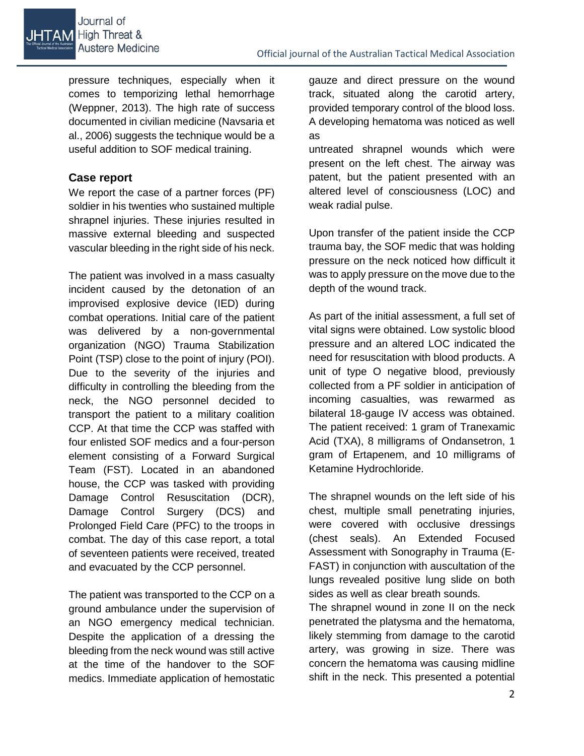pressure techniques, especially when it comes to temporizing lethal hemorrhage (Weppner, 2013). The high rate of success documented in civilian medicine (Navsaria et al., 2006) suggests the technique would be a useful addition to SOF medical training.

## Case report

We report the case of a partner forces (PF) soldier in his twenties who sustained multiple shrapnel injuries. These injuries resulted in massive external bleeding and suspected vascular bleeding in the right side of his neck.

The patient was involved in a mass casualty incident caused by the detonation of an improvised explosive device (IED) during combat operations. Initial care of the patient was delivered by a non-governmental organization (NGO) Trauma Stabilization Point (TSP) close to the point of injury (POI). Due to the severity of the injuries and difficulty in controlling the bleeding from the neck, the NGO personnel decided to transport the patient to a military coalition CCP. At that time the CCP was staffed with four enlisted SOF medics and a four-person element consisting of a Forward Surgical Team (FST). Located in an abandoned house, the CCP was tasked with providing Damage Control Resuscitation (DCR), Damage Control Surgery (DCS) and Prolonged Field Care (PFC) to the troops in combat. The day of this case report, a total of seventeen patients were received, treated and evacuated by the CCP personnel.

The patient was transported to the CCP on a ground ambulance under the supervision of an NGO emergency medical technician. Despite the application of a dressing the bleeding from the neck wound was still active at the time of the handover to the SOF medics. Immediate application of hemostatic gauze and direct pressure on the wound track, situated along the carotid artery, provided temporary control of the blood loss. A developing hematoma was noticed as well as untreated shrapnel wounds which were present on the left chest. The airway was patent, but the patient presented with an altered level of consciousness (LOC) and weak radial pulse.

Upon transfer of the patient inside the CCP trauma bay, the SOF medic that was holding pressure on the neck noticed how difficult it was to apply pressure on the move due to the depth of the wound track.

As part of the initial assessment, a full set of vital signs were obtained. Low systolic blood pressure and an altered LOC indicated the need for resuscitation with blood products. A unit of type O negative blood, previously collected from a PF soldier in anticipation of incoming casualties, was rewarmed as bilateral 18-gauge IV access was obtained. The patient received: 1 gram of Tranexamic Acid (TXA), 8 milligrams of Ondansetron, 1 gram of Ertapenem, and 10 milligrams of Ketamine Hydrochloride.

The shrapnel wounds on the left side of his chest, multiple small penetrating injuries, were covered with occlusive dressings (chest seals). An Extended Focused Assessment with Sonography in Trauma (E-FAST) in conjunction with auscultation of the lungs revealed positive lung slide on both sides as well as clear breath sounds.

The shrapnel wound in zone II on the neck penetrated the platysma and the hematoma, likely stemming from damage to the carotid artery, was growing in size. There was concern the hematoma was causing midline shift in the neck. This presented a potential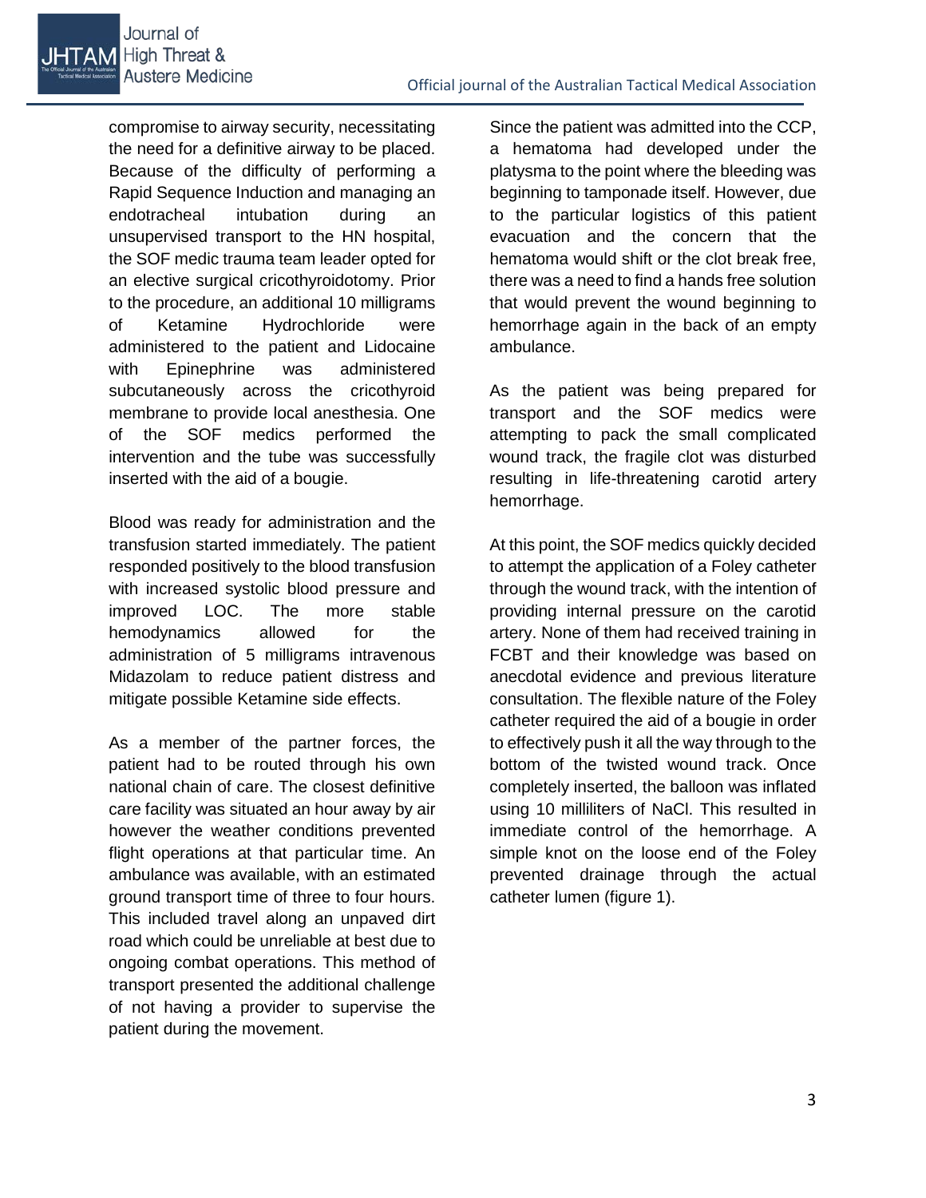compromise to airway security, necessitating the need for a definitive airway to be placed. Because of the difficulty of performing a Rapid Sequence Induction and managing an endotracheal intubation during an unsupervised transport to the HN hospital, the SOF medic trauma team leader opted for an elective surgical cricothyroidotomy. Prior to the procedure, an additional 10 milligrams of Ketamine Hydrochloride were administered to the patient and Lidocaine with Epinephrine was administered subcutaneously across the cricothyroid membrane to provide local anesthesia. One of the SOF medics performed the intervention and the tube was successfully inserted with the aid of a bougie.

Blood was ready for administration and the transfusion started immediately. The patient responded positively to the blood transfusion with increased systolic blood pressure and improved LOC. The more stable hemodynamics allowed for the administration of 5 milligrams intravenous Midazolam to reduce patient distress and mitigate possible Ketamine side effects.

As a member of the partner forces, the patient had to be routed through his own national chain of care. The closest definitive care facility was situated an hour away by air however the weather conditions prevented flight operations at that particular time. An ambulance was available, with an estimated ground transport time of three to four hours. This included travel along an unpaved dirt road which could be unreliable at best due to ongoing combat operations. This method of transport presented the additional challenge of not having a provider to supervise the patient during the movement.

Since the patient was admitted into the CCP, a hematoma had developed under the platysma to the point where the bleeding was beginning to tamponade itself. However, due to the particular logistics of this patient evacuation and the concern that the hematoma would shift or the clot break free, there was a need to find a hands free solution that would prevent the wound beginning to hemorrhage again in the back of an empty ambulance.

As the patient was being prepared for transport and the SOF medics were attempting to pack the small complicated wound track, the fragile clot was disturbed resulting in life-threatening carotid artery hemorrhage.

At this point, the SOF medics quickly decided to attempt the application of a Foley catheter through the wound track, with the intention of providing internal pressure on the carotid artery. None of them had received training in FCBT and their knowledge was based on anecdotal evidence and previous literature consultation. The flexible nature of the Foley catheter required the aid of a bougie in order to effectively push it all the way through to the bottom of the twisted wound track. Once completely inserted, the balloon was inflated using 10 milliliters of NaCl. This resulted in immediate control of the hemorrhage. A simple knot on the loose end of the Foley prevented drainage through the actual catheter lumen (figure 1).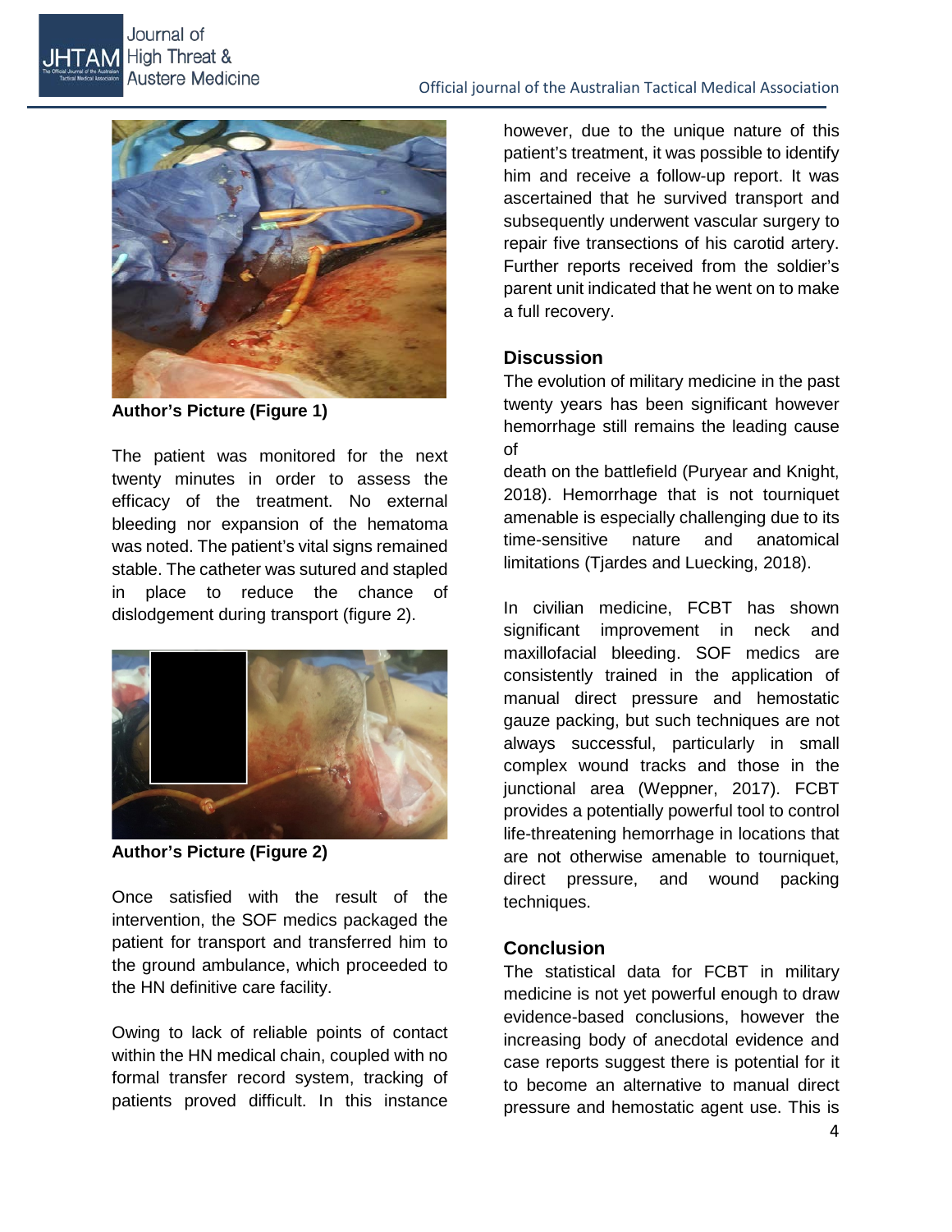Author's Picture (Figure 1)

The patient was monitored for the next twenty minutes in order to assess the efficacy of the treatment. No external bleeding nor expansion of the hematoma was noted. The patient's vital signs remained stable. The catheter was sutured and stapled in place to reduce the chance of dislodgement during transport (figure 2).

Author's Picture (Figure 2)

Once satisfied with the result of the intervention, the SOF medics packaged the patient for transport and transferred him to the ground ambulance, which proceeded to the HN definitive care facility.

Owing to lack of reliable points of contact within the HN medical chain, coupled with no formal transfer record system, tracking of patients proved difficult. In this instance however, due to the unique nature of this patient's treatment, it was possible to identify him and receive a follow-up report. It was ascertained that he survived transport and subsequently underwent vascular surgery to repair five transections of his carotid artery. Further reports received from the soldier's parent unit indicated that he went on to make a full recovery.

## Discussion

The evolution of military medicine in the past twenty years has been significant however hemorrhage still remains the leading cause of death on the battlefield (Puryear and Knight, 2018). Hemorrhage that is not tourniquet amenable is especially challenging due to its time-sensitive nature and anatomical limitations (Tjardes and Luecking, 2018).

In civilian medicine, FCBT has shown significant improvement in neck and maxillofacial bleeding. SOF medics are consistently trained in the application of manual direct pressure and hemostatic gauze packing, but such techniques are not always successful, particularly in small complex wound tracks and those in the junctional area (Weppner, 2017). FCBT provides a potentially powerful tool to control life-threatening hemorrhage in locations that are not otherwise amenable to tourniquet, direct pressure, and wound packing techniques.

## Conclusion

The statistical data for FCBT in military medicine is not yet powerful enough to draw evidence-based conclusions, however the increasing body of anecdotal evidence and case reports suggest there is potential for it to become an alternative to manual direct pressure and hemostatic agent use. This is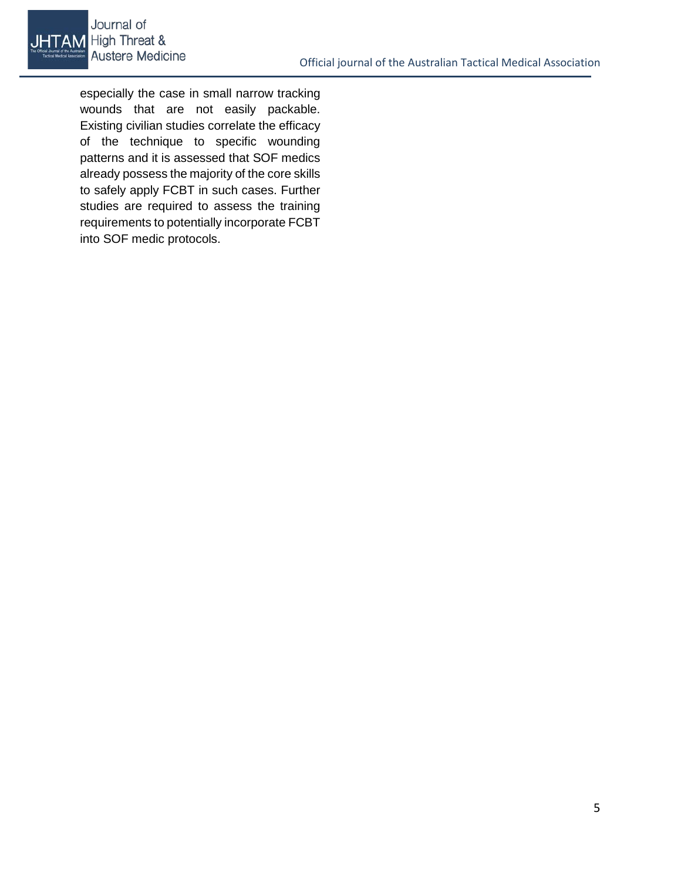especially the case in small narrow tracking wounds that are not easily packable. Existing civilian studies correlate the efficacy of the technique to specific wounding patterns and it is assessed that SOF medics already possess the majority of the core skills to safely apply FCBT in such cases. Further studies are required to assess the training requirements to potentially incorporate FCBT into SOF medic protocols.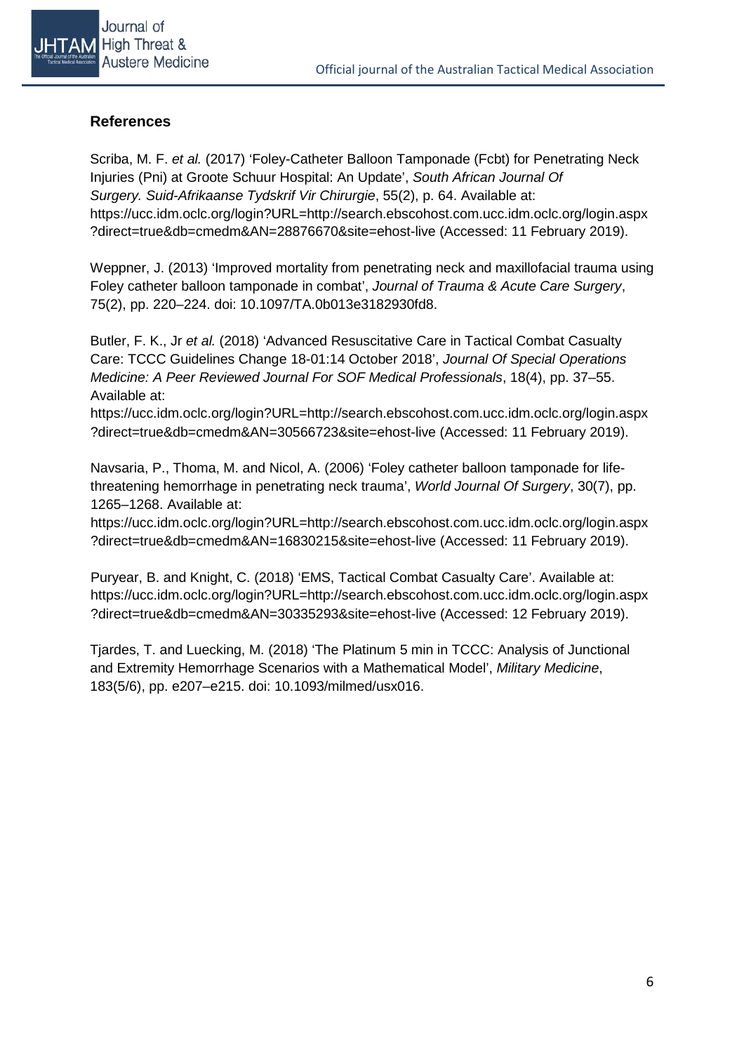## References

Scriba, M. F. *et al.* (2017) 'Foley-Catheter Balloon Tamponade (Fcbt) for Penetrating Neck Injuries (Pni) at Groote Schuur Hospital: An Update', *South African Journal Of Surgery. Suid-Afrikaanse Tydskrif Vir Chirurgie*, 55(2), p. 64. Available at: https://ucc.idm.oclc.org/login?URL=http://search.ebscohost.com.ucc.idm.oclc.org/login.aspx?direct=true&db=cmedm&AN=28876670&site=ehost-live (Accessed: 11 February 2019).

Weppner, J. (2013) 'Improved mortality from penetrating neck and maxillofacial trauma using Foley catheter balloon tamponade in combat', *Journal of Trauma & Acute Care Surgery*, 75(2), pp. 220–224. doi: 10.1097/TA.0b013e3182930fd8.

Butler, F. K., Jr *et al.* (2018) 'Advanced Resuscitative Care in Tactical Combat Casualty Care: TCCC Guidelines Change 18-01:14 October 2018', *Journal Of Special Operations Medicine: A Peer Reviewed Journal For SOF Medical Professionals*, 18(4), pp. 37–55. Available at: https://ucc.idm.oclc.org/login?URL=http://search.ebscohost.com.ucc.idm.oclc.org/login.aspx?direct=true&db=cmedm&AN=30566723&site=ehost-live (Accessed: 11 February 2019).

Navsaria, P., Thoma, M. and Nicol, A. (2006) 'Foley catheter balloon tamponade for life-threatening hemorrhage in penetrating neck trauma', *World Journal Of Surgery*, 30(7), pp. 1265–1268. Available at: https://ucc.idm.oclc.org/login?URL=http://search.ebscohost.com.ucc.idm.oclc.org/login.aspx?direct=true&db=cmedm&AN=16830215&site=ehost-live (Accessed: 11 February 2019).

Puryear, B. and Knight, C. (2018) 'EMS, Tactical Combat Casualty Care'. Available at: https://ucc.idm.oclc.org/login?URL=http://search.ebscohost.com.ucc.idm.oclc.org/login.aspx?direct=true&db=cmedm&AN=30335293&site=ehost-live (Accessed: 12 February 2019).

Tjardes, T. and Luecking, M. (2018) 'The Platinum 5 min in TCCC: Analysis of Junctional and Extremity Hemorrhage Scenarios with a Mathematical Model', *Military Medicine*, 183(5/6), pp. e207–e215. doi: 10.1093/milmed/usx016.